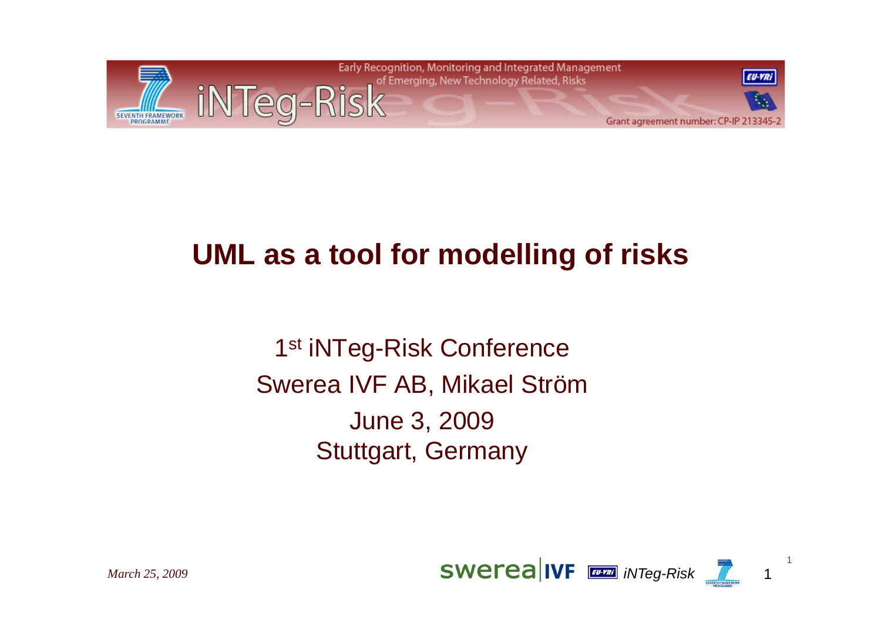# UML as a tool for modelling of risks

1st iNTeg-Risk Conference

Swerea IVF AB, Mikael Ström

June 3, 2009

Stuttgart, Germany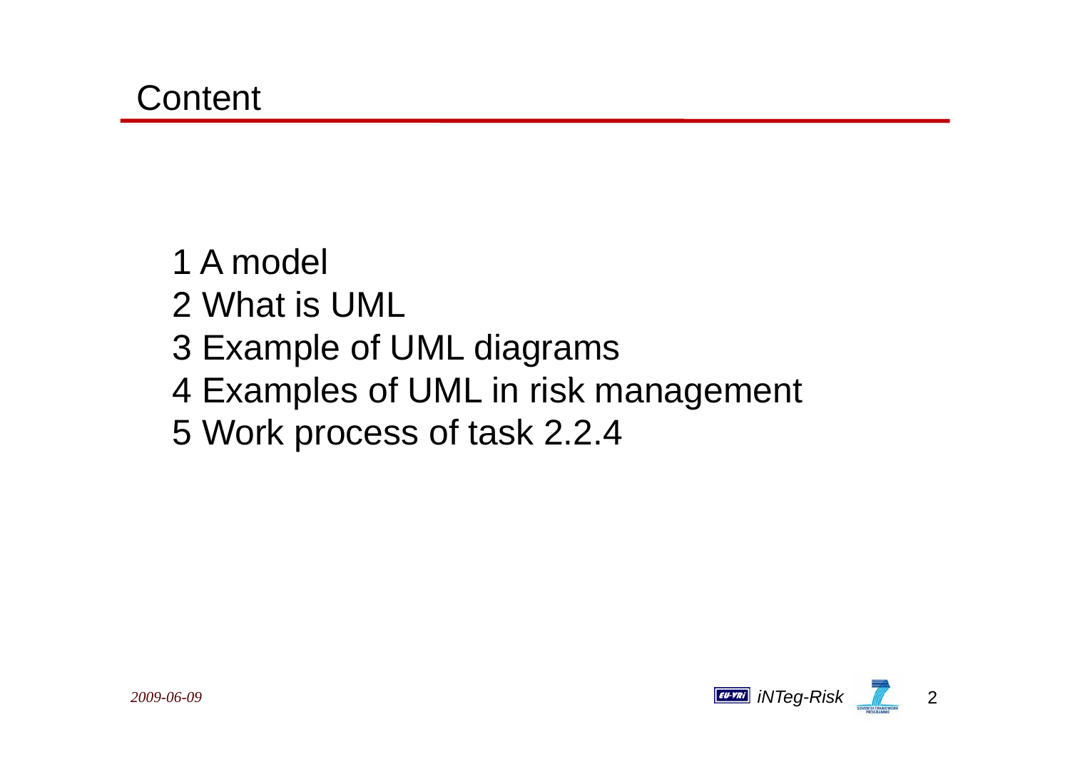# Content

1 A model
2 What is UML
3 Example of UML diagrams
4 Examples of UML in risk management
5 Work process of task 2.2.4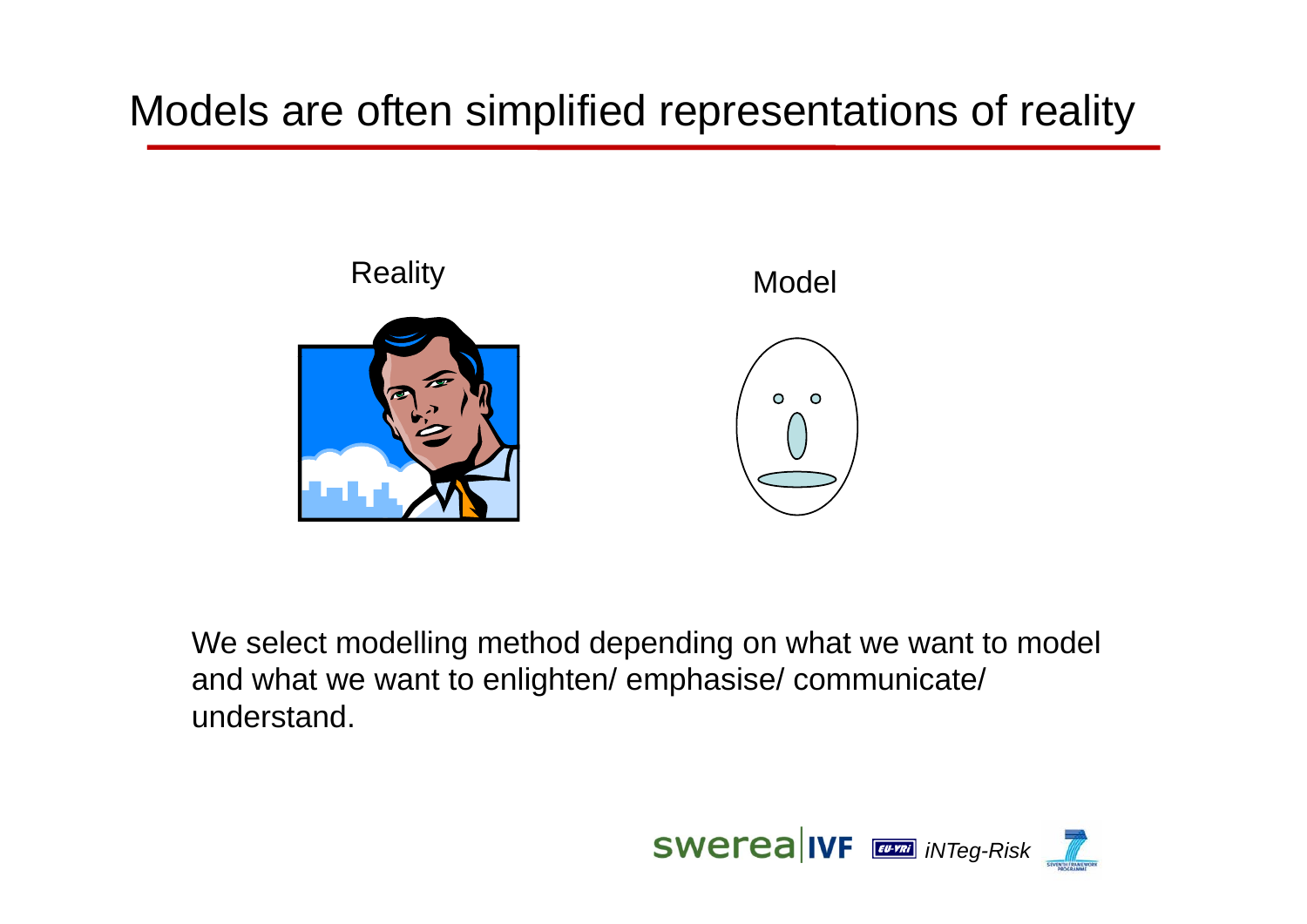# Models are often simplified representations of reality

Reality

Model

We select modelling method depending on what we want to model and what we want to enlighten/ emphasise/ communicate/ understand.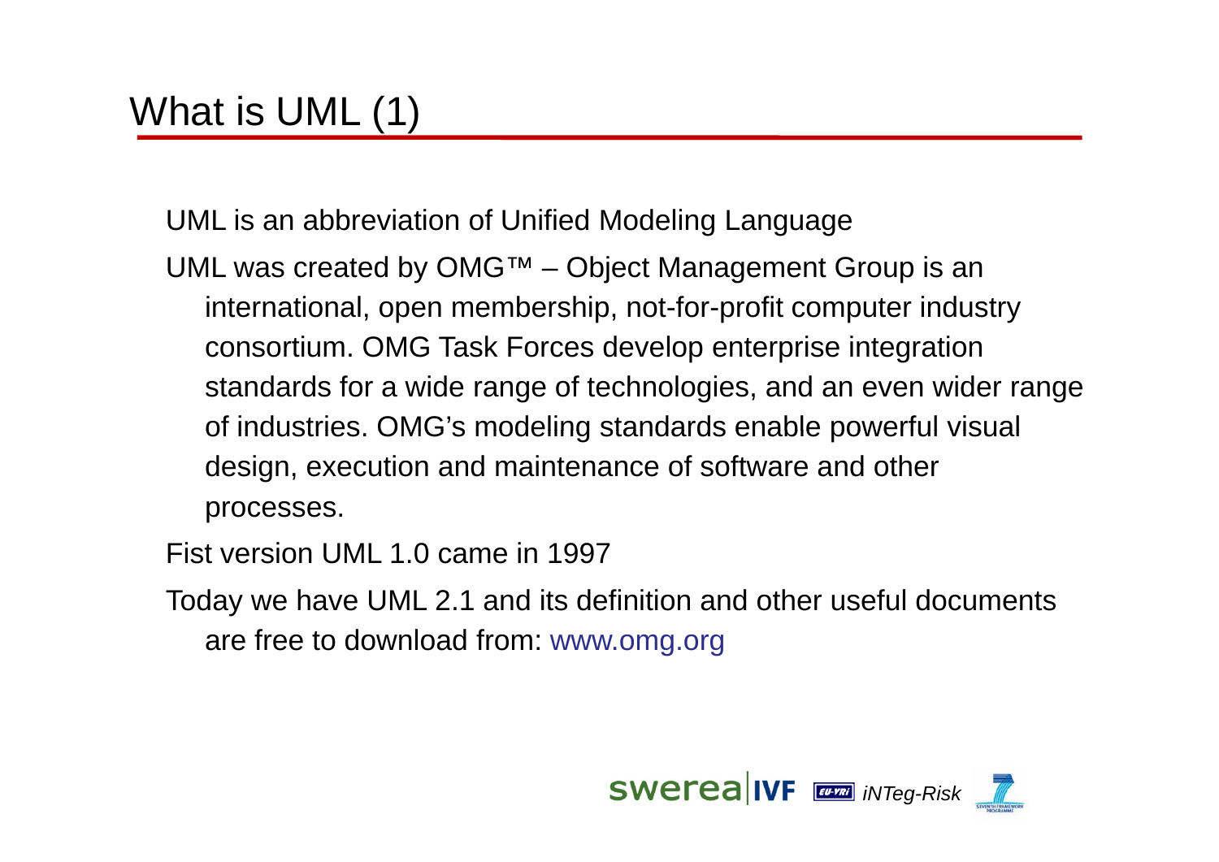# What is UML (1)

UML is an abbreviation of Unified Modeling Language

UML was created by OMG™ – Object Management Group is an international, open membership, not-for-profit computer industry consortium. OMG Task Forces develop enterprise integration standards for a wide range of technologies, and an even wider range of industries. OMG's modeling standards enable powerful visual design, execution and maintenance of software and other processes.

Fist version UML 1.0 came in 1997

Today we have UML 2.1 and its definition and other useful documents are free to download from: www.omg.org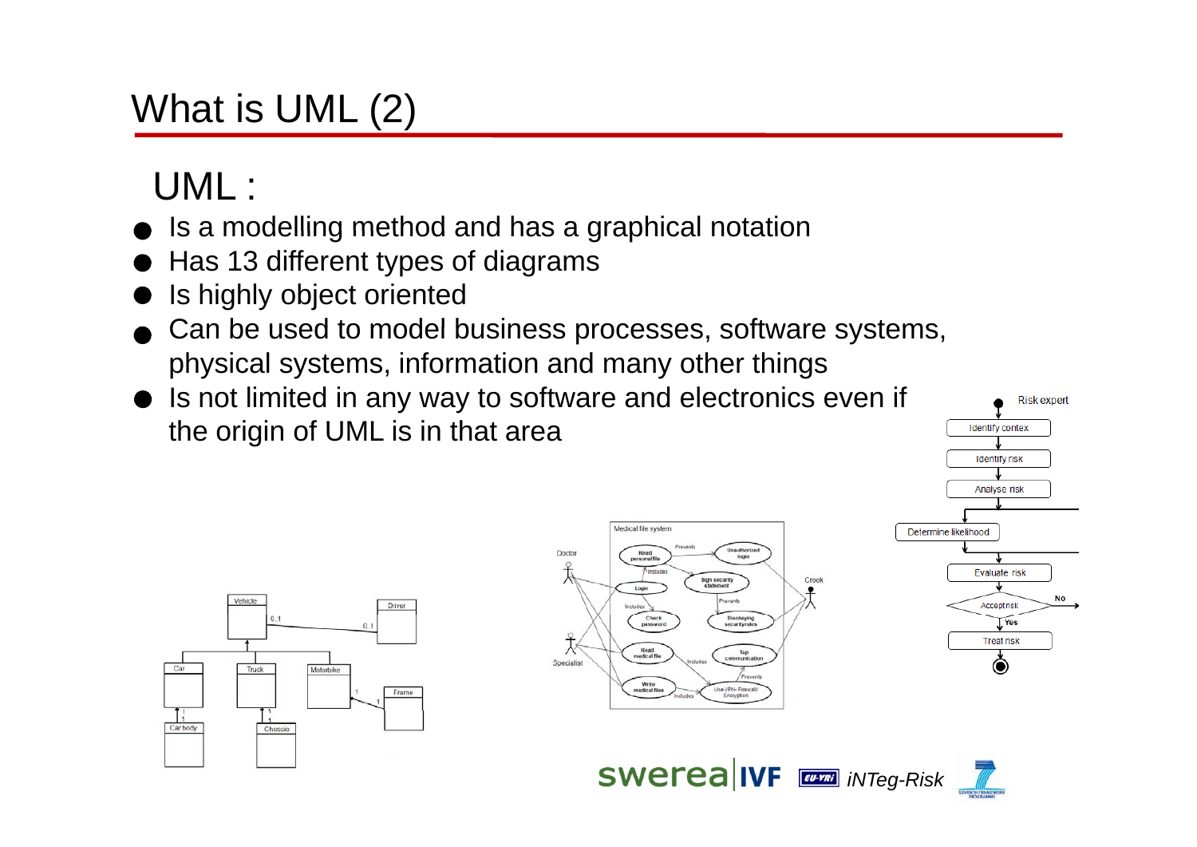# What is UML (2)

UML :

- Is a modelling method and has a graphical notation
- Has 13 different types of diagrams
- Is highly object oriented
- Can be used to model business processes, software systems, physical systems, information and many other things
- Is not limited in any way to software and electronics even if the origin of UML is in that area

Vehicle
Driver
0..1
0..1
Car
Truck
Motorbike
Frame
1
1
Car body
Chassis

Medical file system
Doctor
Specialist
Crook
Read personal file
Prevents
Unauthorized login
Includes
Login
Sign security statement
Includes
Prevents
Check password
Disobeying security rules
Read medical file
Tap communication
Includes
Prevents
Write medical files
Includes
Use VPN- Firewall/ Encryption

Risk expert
Identify contex
Identify risk
Analyse risk
Determine likelihood
Evaluate risk
Accept risk
No
Yes
Treat risk

swerea | IVF
*iNTeg-Risk*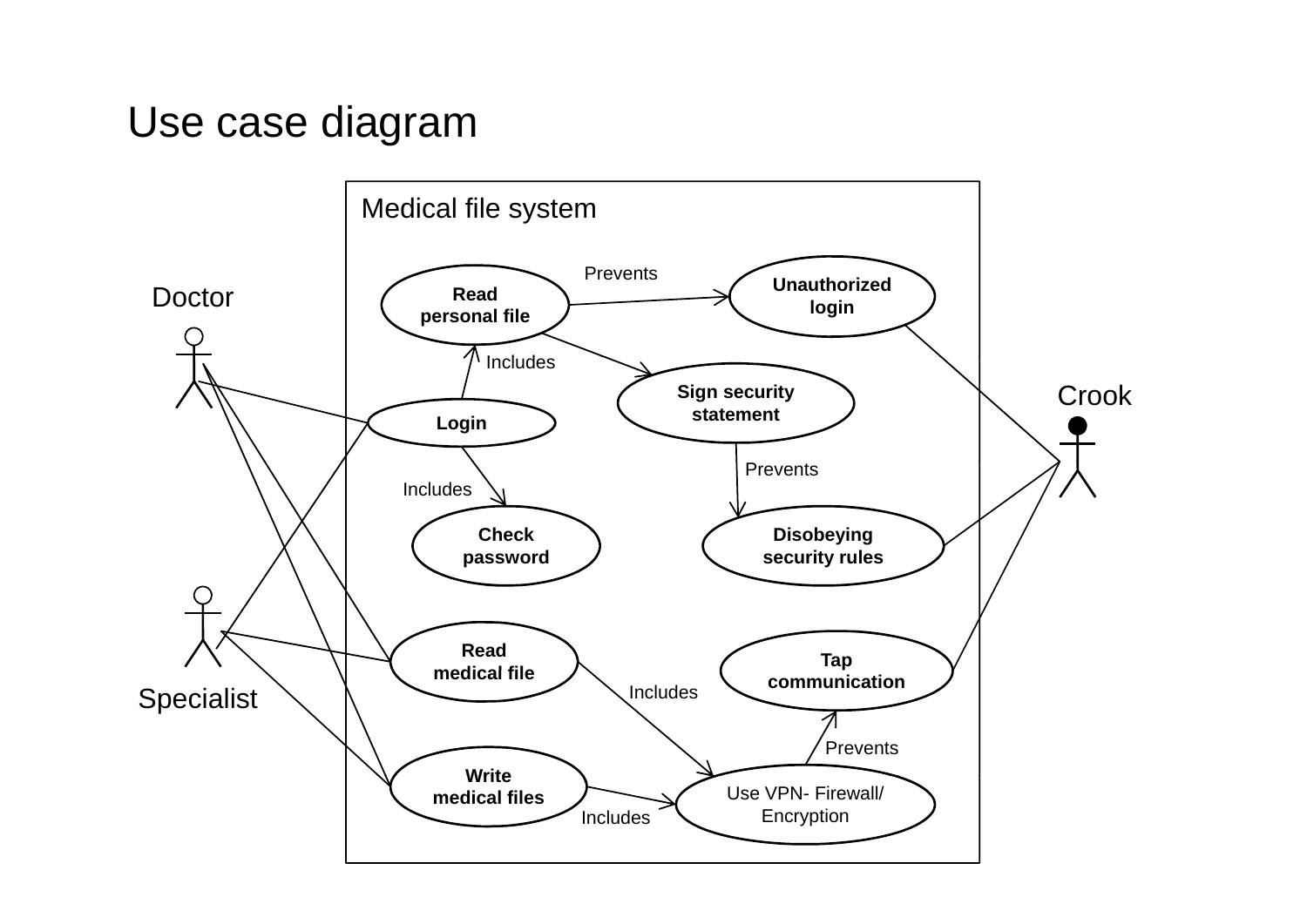# Use case diagram

Medical file system

Doctor

Specialist

Crook

Read personal file

Unauthorized login

Prevents

Includes

Sign security statement

Login

Prevents

Includes

Check password

Disobeying security rules

Read medical file

Tap communication

Includes

Prevents

Write medical files

Use VPN- Firewall/ Encryption

Includes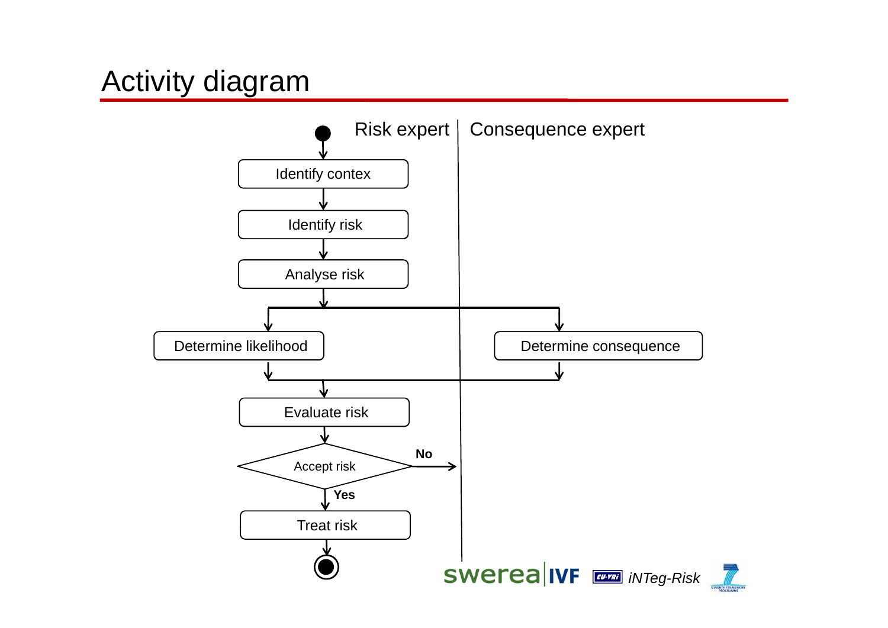# Activity diagram

Risk expert

Consequence expert

Identify contex

Identify risk

Analyse risk

Determine likelihood

Determine consequence

Evaluate risk

Accept risk

No

Yes

Treat risk

swerea IVF

*iNTeg-Risk*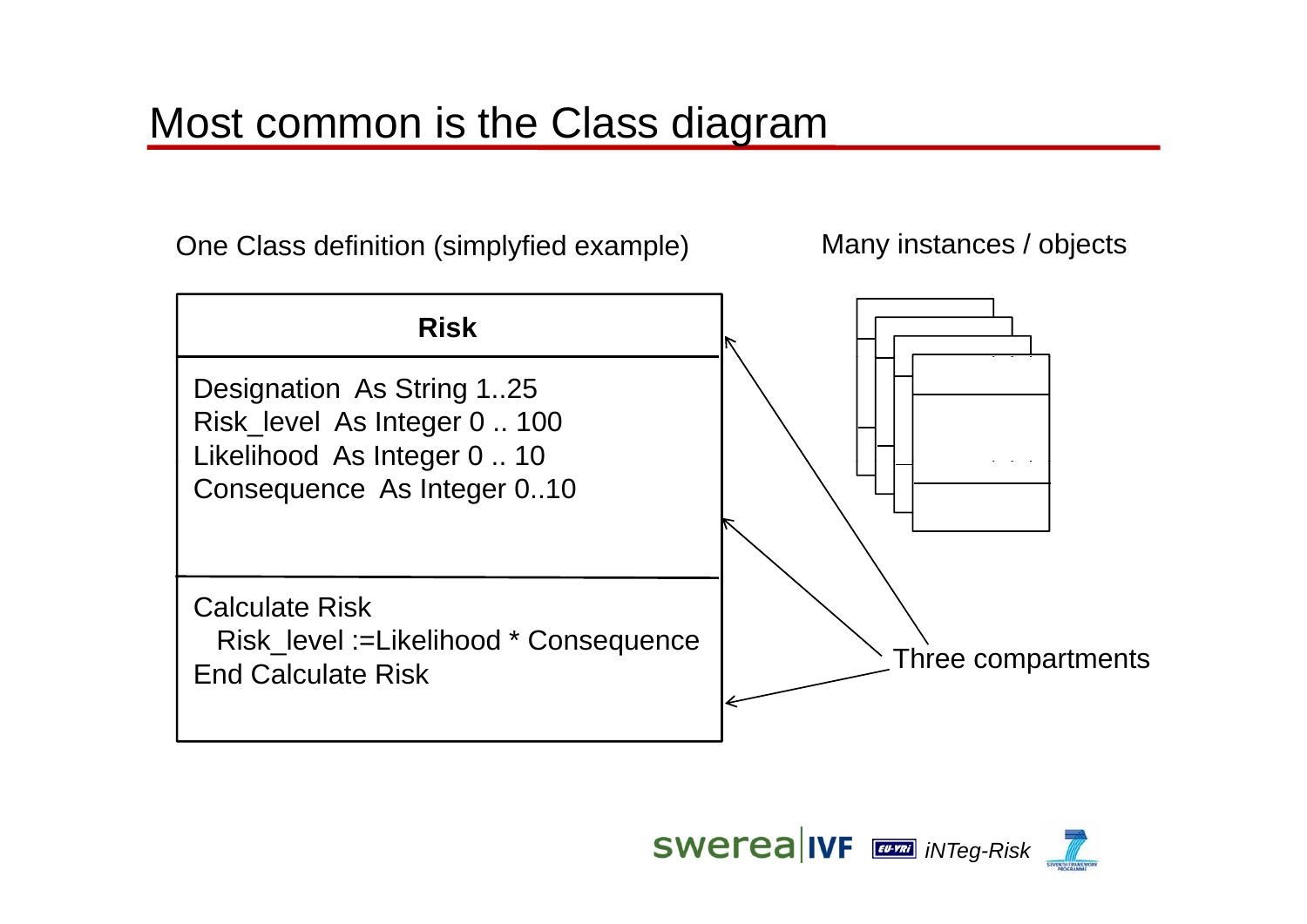# Most common is the Class diagram

One Class definition (simplyfied example)

Many instances / objects

**Risk**

Designation As String 1..25
Risk_level As Integer 0 .. 100
Likelihood As Integer 0 .. 10
Consequence As Integer 0..10

Calculate Risk
  Risk_level :=Likelihood * Consequence
End Calculate Risk

Three compartments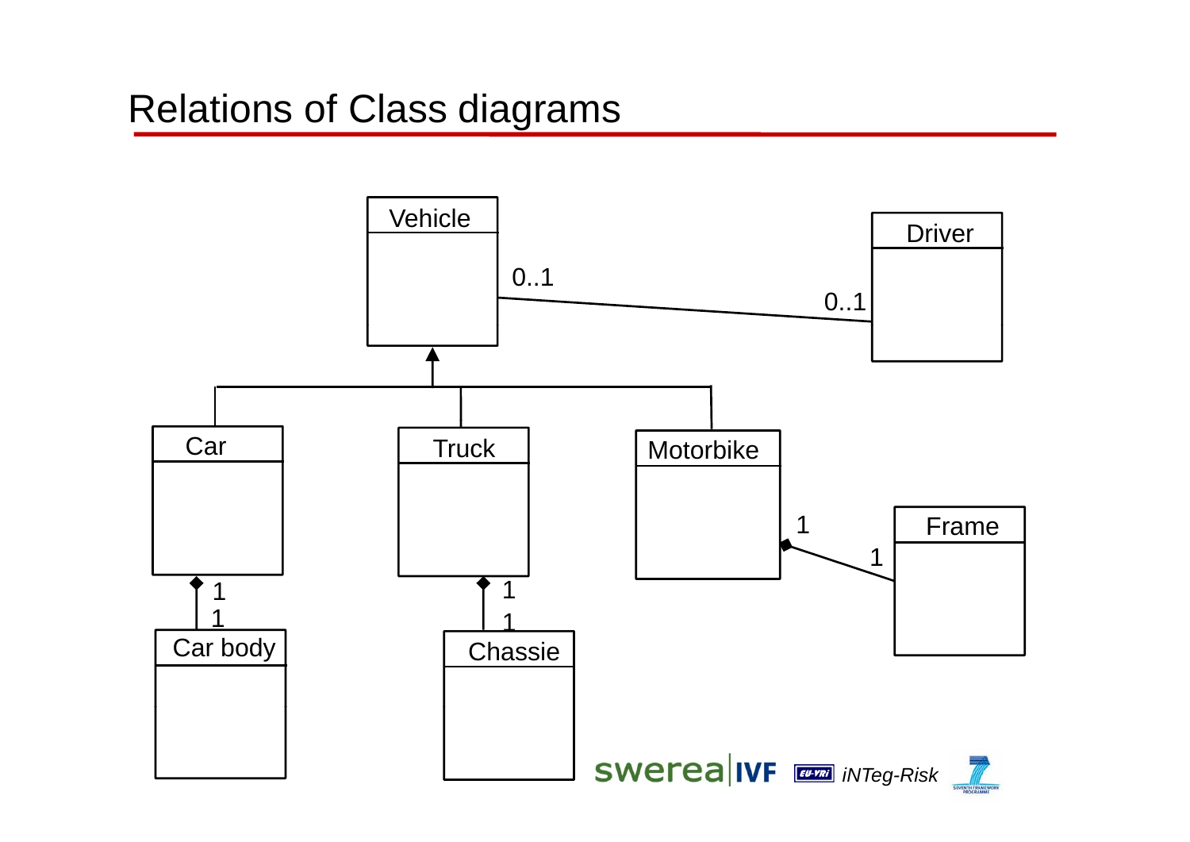# Relations of Class diagrams

Vehicle

Driver

0..1

0..1

Car

Truck

Motorbike

Frame

1

1

1

1

1

1

Car body

Chassie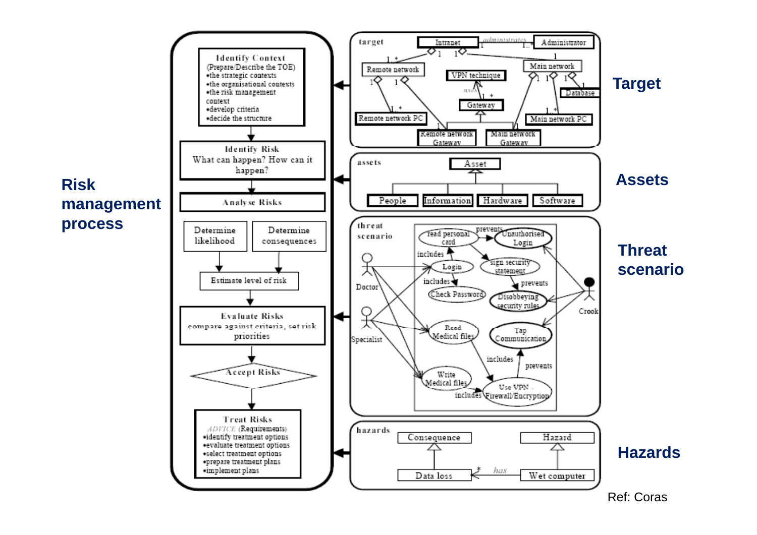Risk management process

Identify Context
(Prepare/Describe the TOE)
•the strategic contexts
•the organisational contexts
•the risk management context
•develop criteria
•decide the structure

Identify Risk
What can happen? How can it happen?

Analyse Risks

Determine likelihood

Determine consequences

Estimate level of risk

Evaluate Risks
compare against criteria, set risk priorities

Accept Risks

Treat Risks
ADVICE (Requirements)
•identify treatment options
•evaluate treatment options
•select treatment options
•prepare treatment plans
•implement plans

**Target**

target
Intranet
administrates
Administrator
Remote network
VPN technique
Main network
uses
Database
Gateway
Remote network PC
Main network PC
Remote network Gateway
Main network Gateway

**Assets**

assets
Asset
People
Information
Hardware
Software

**Threat scenario**

threat scenario
read personal card
prevents
Unauthorised Login
includes
Login
sign security statement
includes
Check Password
prevents
Disobbeying security rules
Doctor
Specialist
Crook
Read Medical files
Tap Communication
includes
prevents
Write Medical files
includes
Use VPN - Firewall/Encryption

**Hazards**

hazards
Consequence
Hazard
Data loss
has
Wet computer

Ref: Coras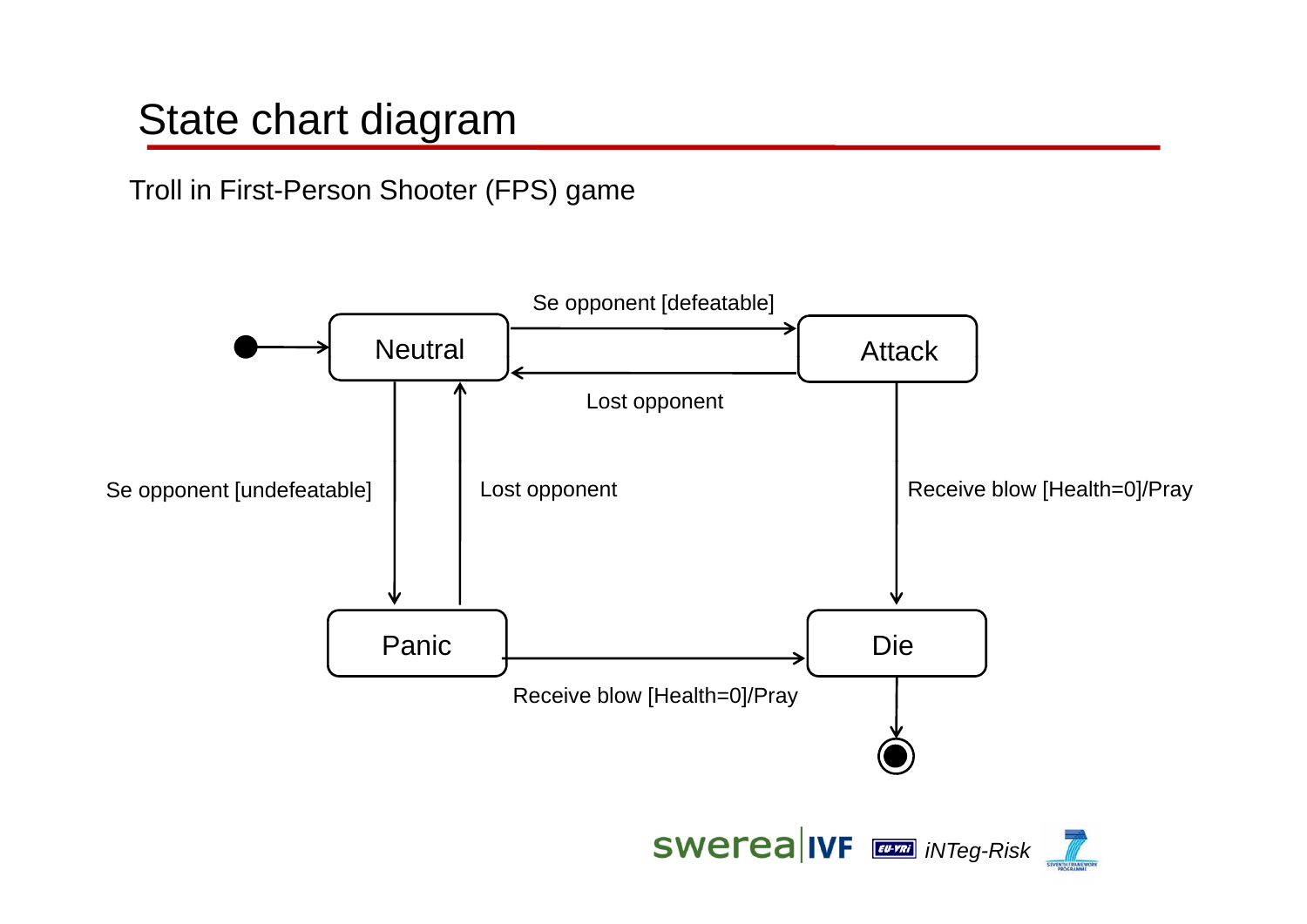# State chart diagram

Troll in First-Person Shooter (FPS) game

Neutral

Attack

Panic

Die

Se opponent [defeatable]

Lost opponent

Se opponent [undefeatable]

Lost opponent

Receive blow [Health=0]/Pray

Receive blow [Health=0]/Pray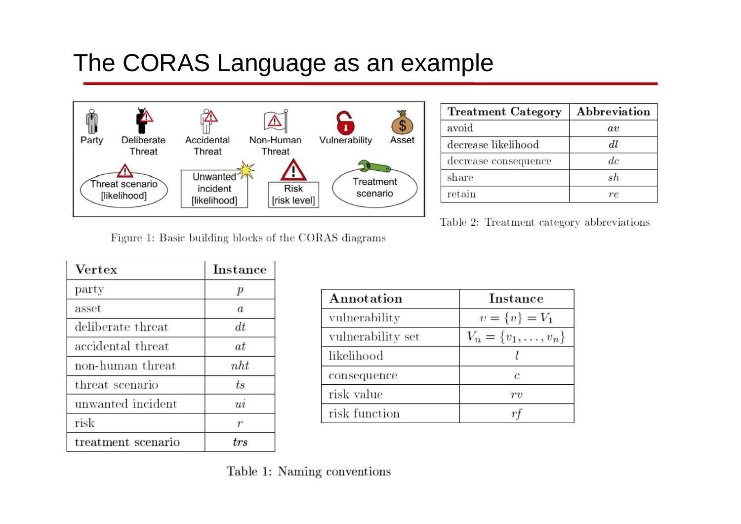# The CORAS Language as an example

Party
Deliberate Threat
Accidental Threat
Non-Human Threat
Vulnerability
Asset
Threat scenario [likelihood]
Unwanted incident [likelihood]
Risk [risk level]
Treatment scenario

Figure 1: Basic building blocks of the CORAS diagrams

| Treatment Category | Abbreviation |
|---|---|
| avoid | $av$ |
| decrease likelihood | $dl$ |
| decrease consequence | $dc$ |
| share | $sh$ |
| retain | $re$ |

Table 2: Treatment category abbreviations

| Vertex | Instance |
|---|---|
| party | $p$ |
| asset | $a$ |
| deliberate threat | $dt$ |
| accidental threat | $at$ |
| non-human threat | $nht$ |
| threat scenario | $ts$ |
| unwanted incident | $ui$ |
| risk | $r$ |
| treatment scenario | $trs$ |

| Annotation | Instance |
|---|---|
| vulnerability | $v = \{v\} = V_1$ |
| vulnerability set | $V_n = \{v_1, \ldots, v_n\}$ |
| likelihood | $l$ |
| consequence | $c$ |
| risk value | $rv$ |
| risk function | $rf$ |

Table 1: Naming conventions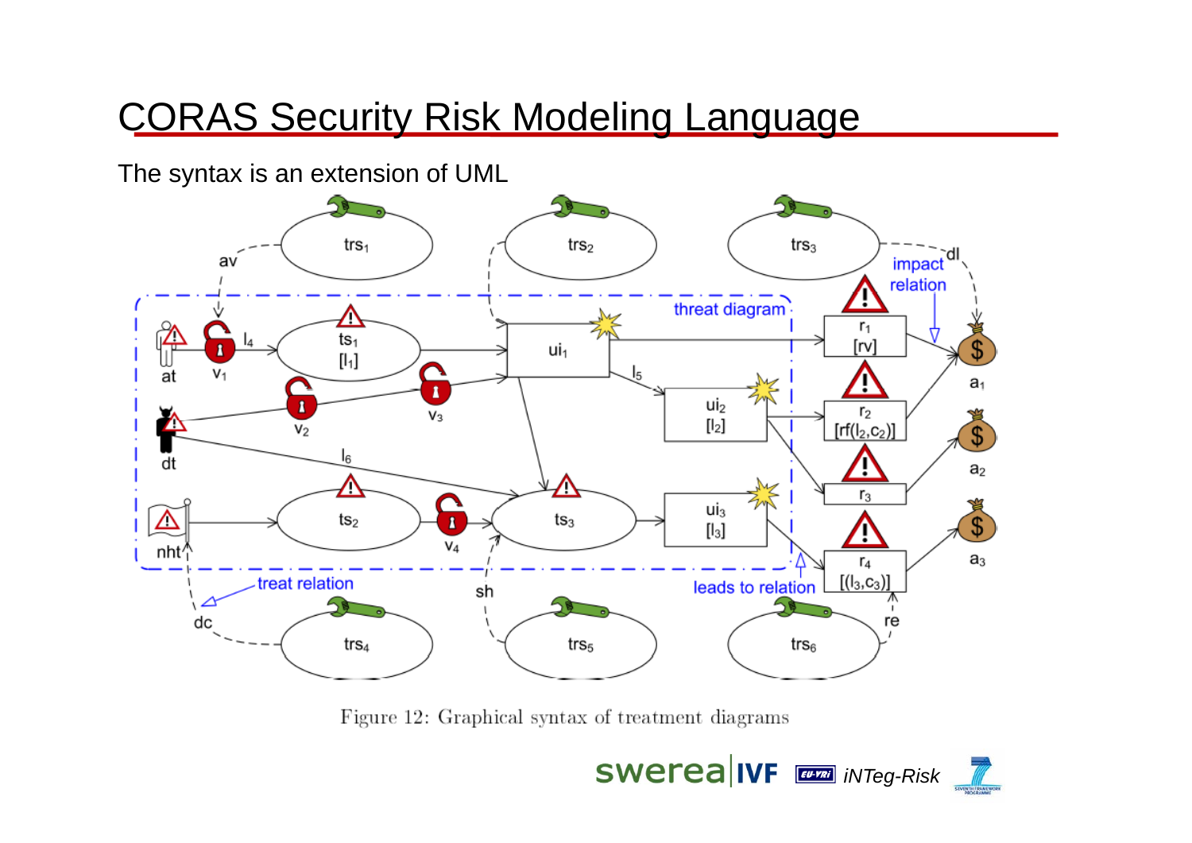# CORAS Security Risk Modeling Language

The syntax is an extension of UML

$trs_1$

$trs_2$

$trs_3$

av

dl

impact relation

threat diagram

at

$v_1$

$l_4$

$ts_1$ [$l_1$]

$ui_1$

$r_1$ [rv]

$a_1$

$l_5$

$v_2$

$v_3$

$ui_2$ [$l_2$]

$r_2$ [rf($l_2$,$c_2$)]

dt

$l_6$

$r_3$

$a_2$

$ts_2$

$v_4$

$ts_3$

$ui_3$ [$l_3$]

nht

$r_4$ [($l_3$,$c_3$)]

$a_3$

treat relation

sh

leads to relation

re

dc

$trs_4$

$trs_5$

$trs_6$

Figure 12: Graphical syntax of treatment diagrams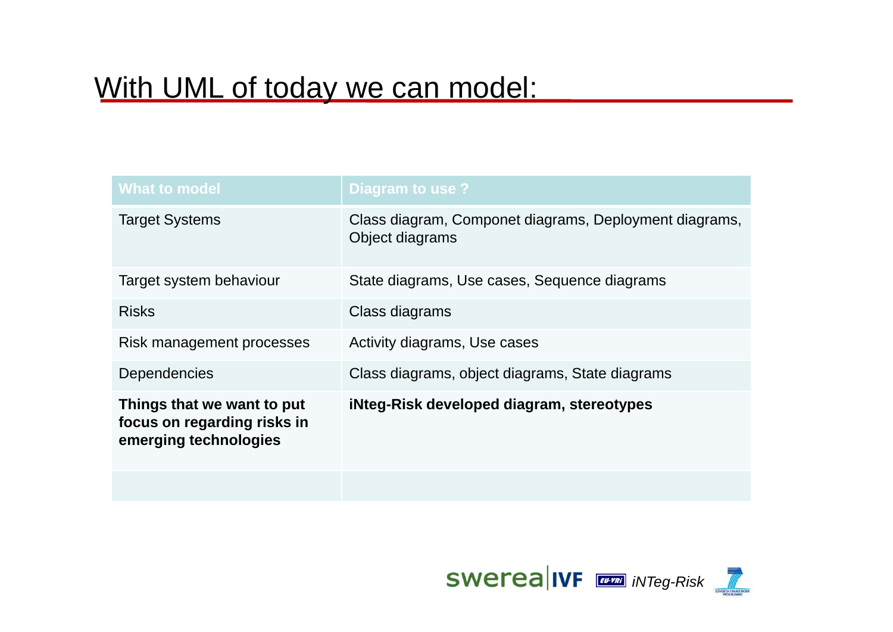# With UML of today we can model:

| What to model | Diagram to use ? |
|---|---|
| Target Systems | Class diagram, Componet diagrams, Deployment diagrams, Object diagrams |
| Target system behaviour | State diagrams, Use cases, Sequence diagrams |
| Risks | Class diagrams |
| Risk management processes | Activity diagrams, Use cases |
| Dependencies | Class diagrams, object diagrams, State diagrams |
| **Things that we want to put focus on regarding risks in emerging technologies** | **iNteg-Risk developed diagram, stereotypes** |
| | |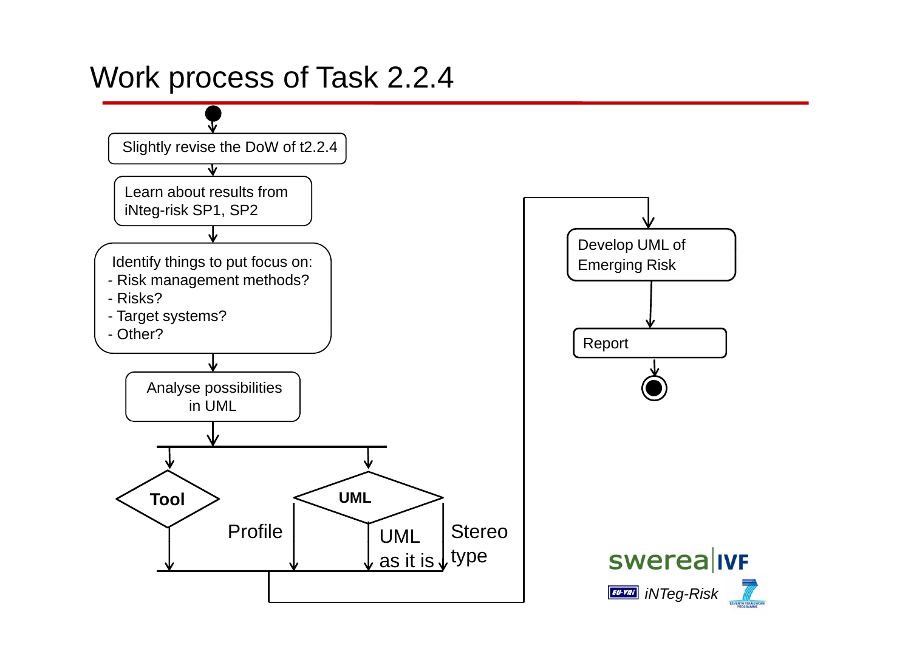# Work process of Task 2.2.4

Slightly revise the DoW of t2.2.4

Learn about results from iNteg-risk SP1, SP2

Identify things to put focus on:
- Risk management methods?
- Risks?
- Target systems?
- Other?

Analyse possibilities in UML

**Tool**

**UML**

Profile

UML as it is

Stereo type

Develop UML of Emerging Risk

Report

swerea IVF

iNTeg-Risk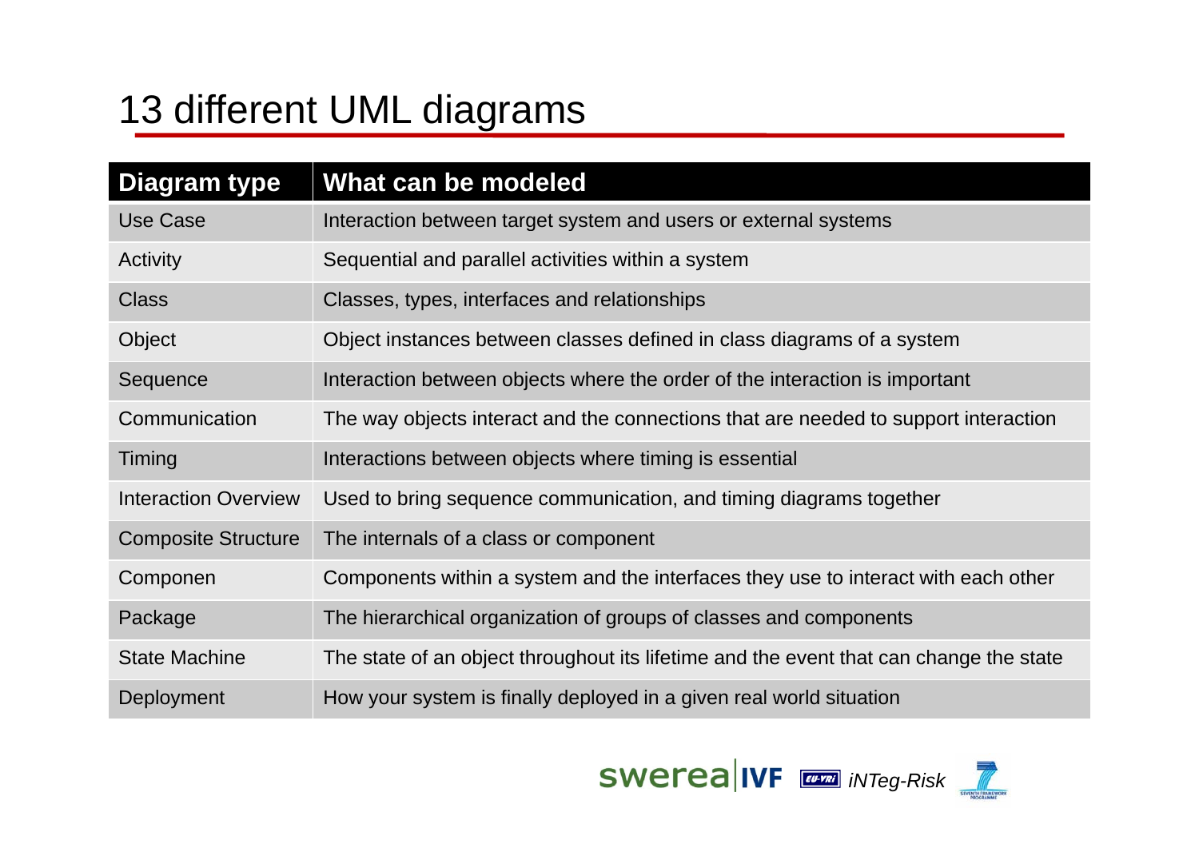# 13 different UML diagrams

| Diagram type | What can be modeled |
|---|---|
| Use Case | Interaction between target system and users or external systems |
| Activity | Sequential and parallel activities within a system |
| Class | Classes, types, interfaces and relationships |
| Object | Object instances between classes defined in class diagrams of a system |
| Sequence | Interaction between objects where the order of the interaction is important |
| Communication | The way objects interact and the connections that are needed to support interaction |
| Timing | Interactions between objects where timing is essential |
| Interaction Overview | Used to bring sequence communication, and timing diagrams together |
| Composite Structure | The internals of a class or component |
| Componen | Components within a system and the interfaces they use to interact with each other |
| Package | The hierarchical organization of groups of classes and components |
| State Machine | The state of an object throughout its lifetime and the event that can change the state |
| Deployment | How your system is finally deployed in a given real world situation |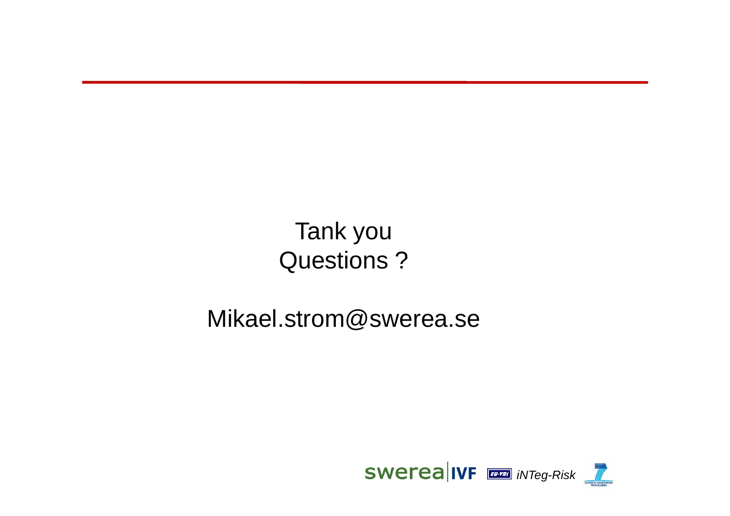Tank you

Questions ?

Mikael.strom@swerea.se